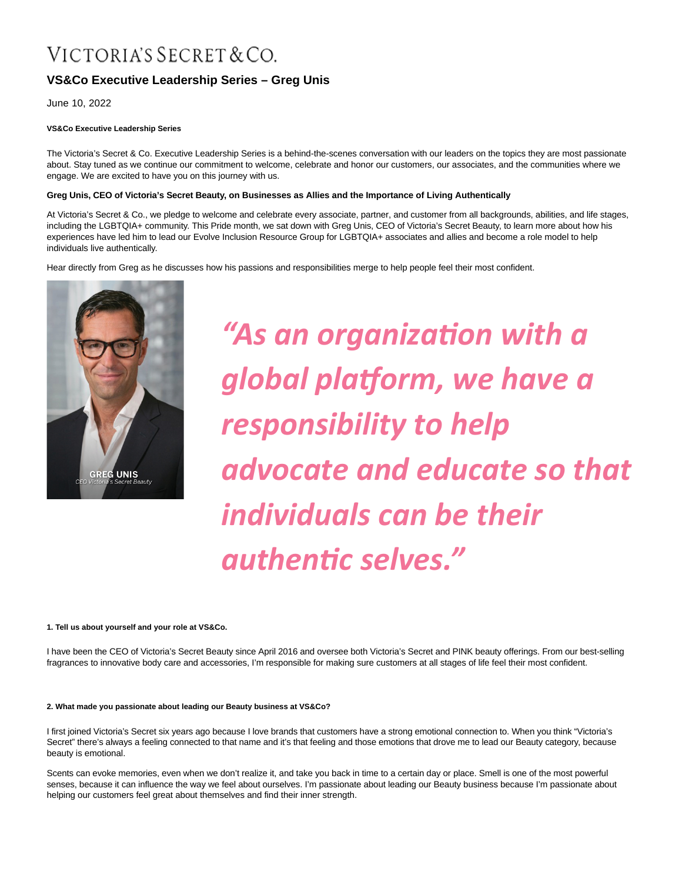# VICTORIA'S SECRET & CO.

## VS&Co Executive Leadership Series – Greg Unis

June 10, 2022

**VS&Co Executive Leadership Series**

The Victoria's Secret & Co. Executive Leadership Series is a behind-the-scenes conversation with our leaders on the topics they are most passionate about. Stay tuned as we continue our commitment to welcome, celebrate and honor our customers, our associates, and the communities where we engage. We are excited to have you on this journey with us.

**Greg Unis, CEO of Victoria's Secret Beauty, on Businesses as Allies and the Importance of Living Authentically**

At Victoria's Secret & Co., we pledge to welcome and celebrate every associate, partner, and customer from all backgrounds, abilities, and life stages, including the LGBTQIA+ community. This Pride month, we sat down with Greg Unis, CEO of Victoria's Secret Beauty, to learn more about how his experiences have led him to lead our Evolve Inclusion Resource Group for LGBTQIA+ associates and allies and become a role model to help individuals live authentically.

Hear directly from Greg as he discusses how his passions and responsibilities merge to help people feel their most confident.

GREG UNIS
CEO Victoria's Secret Beauty

*"As an organization with a global platform, we have a responsibility to help advocate and educate so that individuals can be their authentic selves."*

**1. Tell us about yourself and your role at VS&Co.**

I have been the CEO of Victoria's Secret Beauty since April 2016 and oversee both Victoria's Secret and PINK beauty offerings. From our best-selling fragrances to innovative body care and accessories, I'm responsible for making sure customers at all stages of life feel their most confident.

**2. What made you passionate about leading our Beauty business at VS&Co?**

I first joined Victoria's Secret six years ago because I love brands that customers have a strong emotional connection to. When you think "Victoria's Secret" there's always a feeling connected to that name and it's that feeling and those emotions that drove me to lead our Beauty category, because beauty is emotional.

Scents can evoke memories, even when we don't realize it, and take you back in time to a certain day or place. Smell is one of the most powerful senses, because it can influence the way we feel about ourselves. I'm passionate about leading our Beauty business because I'm passionate about helping our customers feel great about themselves and find their inner strength.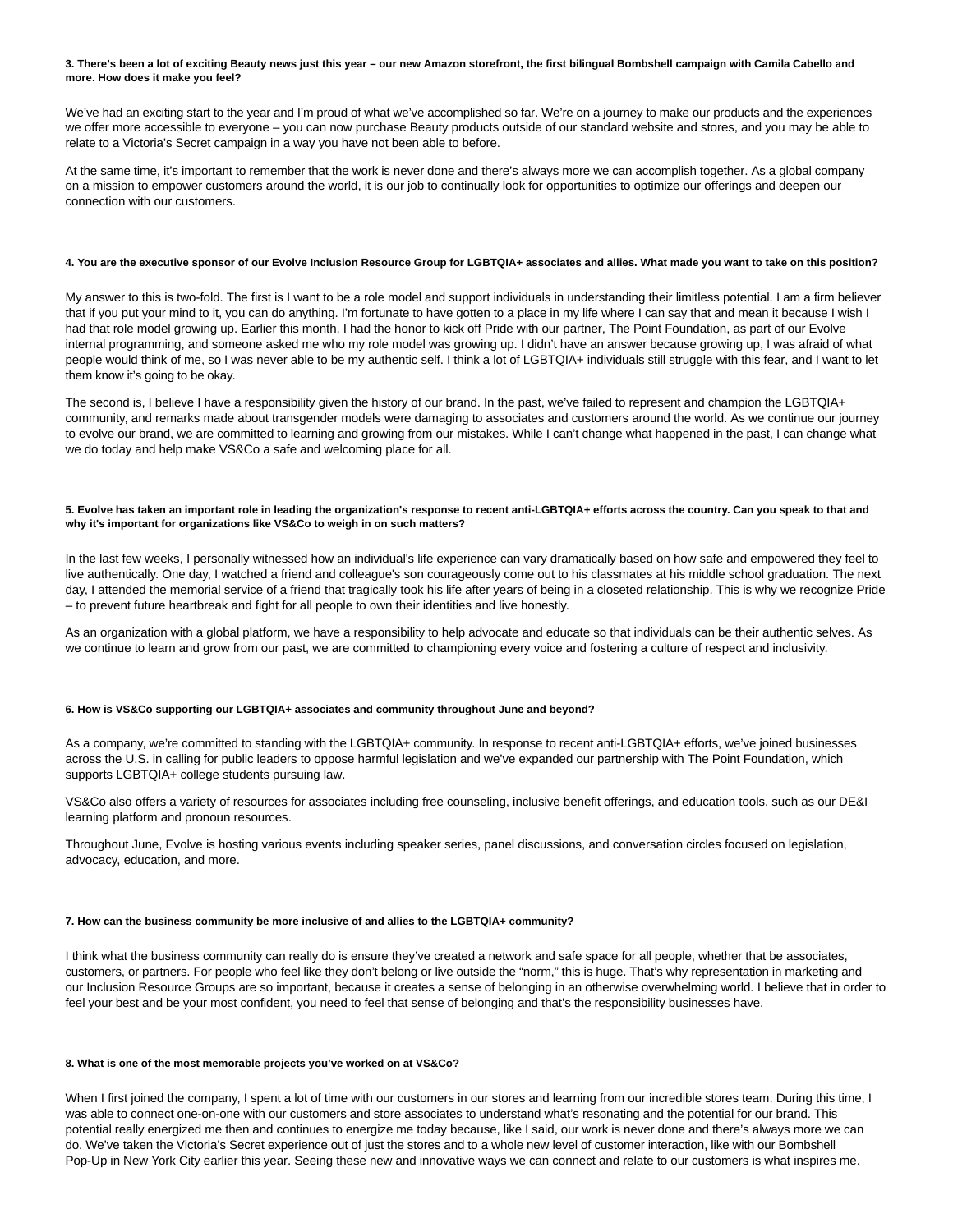**3. There's been a lot of exciting Beauty news just this year – our new Amazon storefront, the first bilingual Bombshell campaign with Camila Cabello and more. How does it make you feel?**

We've had an exciting start to the year and I'm proud of what we've accomplished so far. We're on a journey to make our products and the experiences we offer more accessible to everyone – you can now purchase Beauty products outside of our standard website and stores, and you may be able to relate to a Victoria's Secret campaign in a way you have not been able to before.

At the same time, it's important to remember that the work is never done and there's always more we can accomplish together. As a global company on a mission to empower customers around the world, it is our job to continually look for opportunities to optimize our offerings and deepen our connection with our customers.

**4. You are the executive sponsor of our Evolve Inclusion Resource Group for LGBTQIA+ associates and allies. What made you want to take on this position?**

My answer to this is two-fold. The first is I want to be a role model and support individuals in understanding their limitless potential. I am a firm believer that if you put your mind to it, you can do anything. I'm fortunate to have gotten to a place in my life where I can say that and mean it because I wish I had that role model growing up. Earlier this month, I had the honor to kick off Pride with our partner, The Point Foundation, as part of our Evolve internal programming, and someone asked me who my role model was growing up. I didn't have an answer because growing up, I was afraid of what people would think of me, so I was never able to be my authentic self. I think a lot of LGBTQIA+ individuals still struggle with this fear, and I want to let them know it's going to be okay.

The second is, I believe I have a responsibility given the history of our brand. In the past, we've failed to represent and champion the LGBTQIA+ community, and remarks made about transgender models were damaging to associates and customers around the world. As we continue our journey to evolve our brand, we are committed to learning and growing from our mistakes. While I can't change what happened in the past, I can change what we do today and help make VS&Co a safe and welcoming place for all.

**5. Evolve has taken an important role in leading the organization's response to recent anti-LGBTQIA+ efforts across the country. Can you speak to that and why it's important for organizations like VS&Co to weigh in on such matters?**

In the last few weeks, I personally witnessed how an individual's life experience can vary dramatically based on how safe and empowered they feel to live authentically. One day, I watched a friend and colleague's son courageously come out to his classmates at his middle school graduation. The next day, I attended the memorial service of a friend that tragically took his life after years of being in a closeted relationship. This is why we recognize Pride – to prevent future heartbreak and fight for all people to own their identities and live honestly.

As an organization with a global platform, we have a responsibility to help advocate and educate so that individuals can be their authentic selves. As we continue to learn and grow from our past, we are committed to championing every voice and fostering a culture of respect and inclusivity.

**6. How is VS&Co supporting our LGBTQIA+ associates and community throughout June and beyond?**

As a company, we're committed to standing with the LGBTQIA+ community. In response to recent anti-LGBTQIA+ efforts, we've joined businesses across the U.S. in calling for public leaders to oppose harmful legislation and we've expanded our partnership with The Point Foundation, which supports LGBTQIA+ college students pursuing law.

VS&Co also offers a variety of resources for associates including free counseling, inclusive benefit offerings, and education tools, such as our DE&I learning platform and pronoun resources.

Throughout June, Evolve is hosting various events including speaker series, panel discussions, and conversation circles focused on legislation, advocacy, education, and more.

**7. How can the business community be more inclusive of and allies to the LGBTQIA+ community?**

I think what the business community can really do is ensure they've created a network and safe space for all people, whether that be associates, customers, or partners. For people who feel like they don't belong or live outside the "norm," this is huge. That's why representation in marketing and our Inclusion Resource Groups are so important, because it creates a sense of belonging in an otherwise overwhelming world. I believe that in order to feel your best and be your most confident, you need to feel that sense of belonging and that's the responsibility businesses have.

**8. What is one of the most memorable projects you've worked on at VS&Co?**

When I first joined the company, I spent a lot of time with our customers in our stores and learning from our incredible stores team. During this time, I was able to connect one-on-one with our customers and store associates to understand what's resonating and the potential for our brand. This potential really energized me then and continues to energize me today because, like I said, our work is never done and there's always more we can do. We've taken the Victoria's Secret experience out of just the stores and to a whole new level of customer interaction, like with our Bombshell Pop-Up in New York City earlier this year. Seeing these new and innovative ways we can connect and relate to our customers is what inspires me.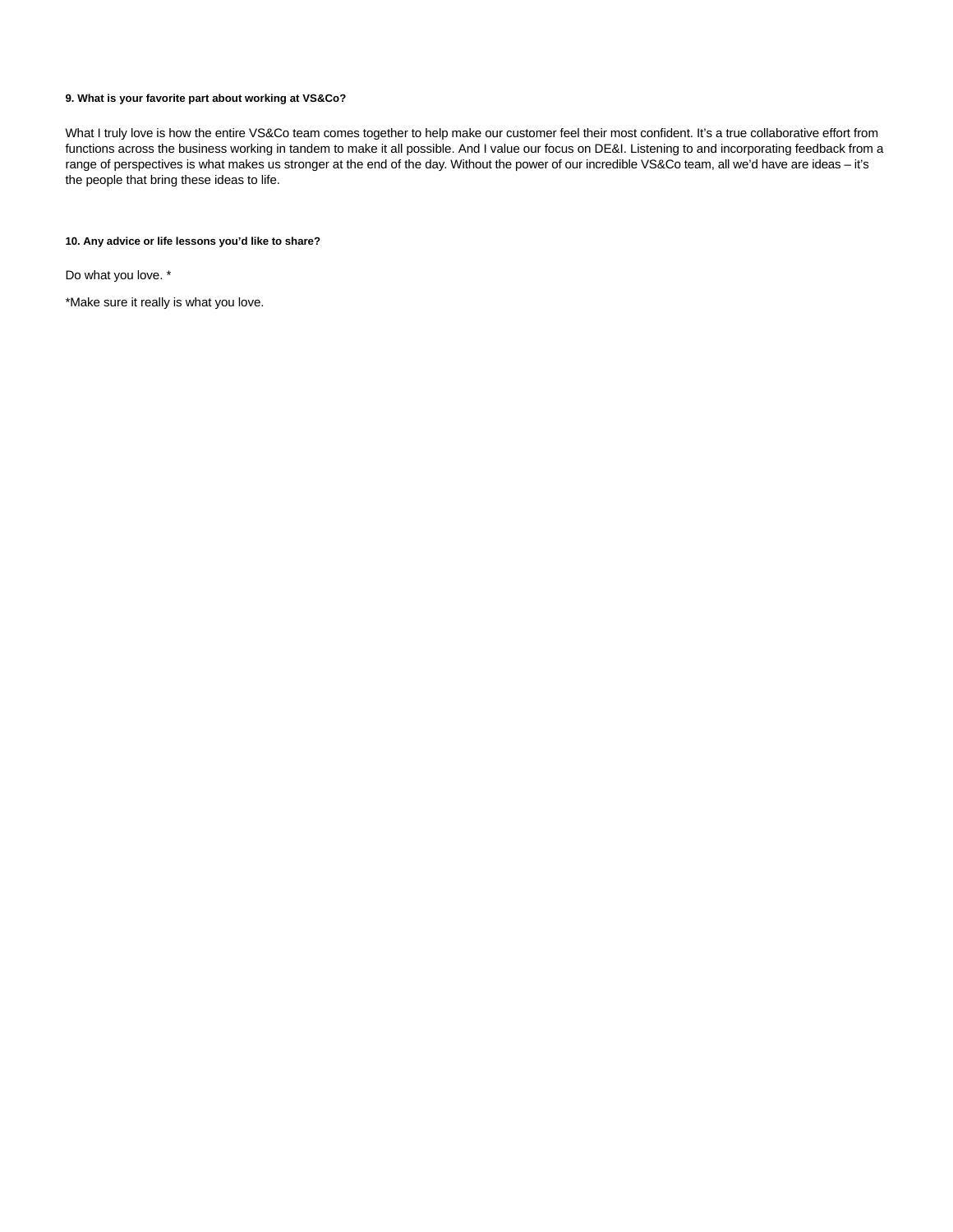**9. What is your favorite part about working at VS&Co?**

What I truly love is how the entire VS&Co team comes together to help make our customer feel their most confident. It's a true collaborative effort from functions across the business working in tandem to make it all possible. And I value our focus on DE&I. Listening to and incorporating feedback from a range of perspectives is what makes us stronger at the end of the day. Without the power of our incredible VS&Co team, all we'd have are ideas – it's the people that bring these ideas to life.

**10. Any advice or life lessons you'd like to share?**

Do what you love. *

*Make sure it really is what you love.